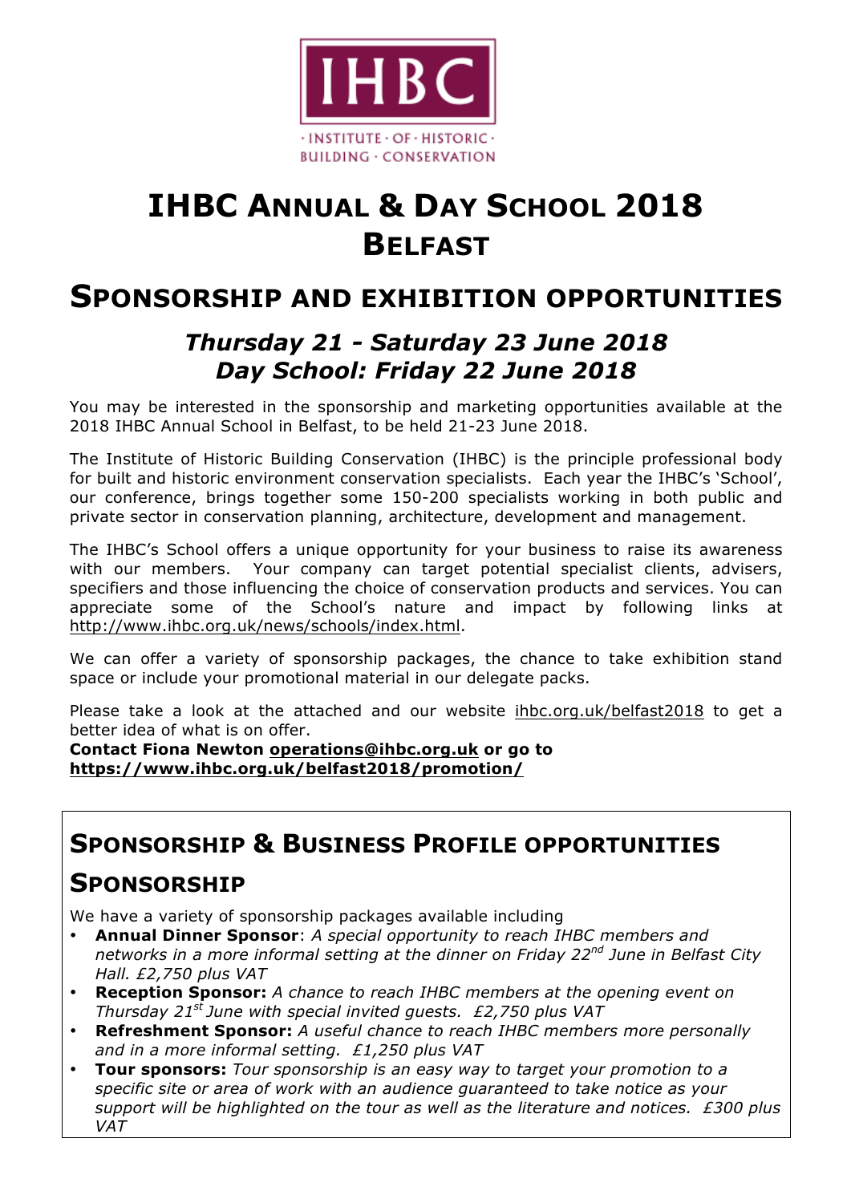IHBC

· INSTITUTE · OF · HISTORIC · BUILDING · CONSERVATION

# IHBC ANNUAL & DAY SCHOOL 2018 BELFAST

## SPONSORSHIP AND EXHIBITION OPPORTUNITIES

### *Thursday 21 - Saturday 23 June 2018*
### *Day School: Friday 22 June 2018*

You may be interested in the sponsorship and marketing opportunities available at the 2018 IHBC Annual School in Belfast, to be held 21-23 June 2018.

The Institute of Historic Building Conservation (IHBC) is the principle professional body for built and historic environment conservation specialists. Each year the IHBC's 'School', our conference, brings together some 150-200 specialists working in both public and private sector in conservation planning, architecture, development and management.

The IHBC's School offers a unique opportunity for your business to raise its awareness with our members. Your company can target potential specialist clients, advisers, specifiers and those influencing the choice of conservation products and services. You can appreciate some of the School's nature and impact by following links at http://www.ihbc.org.uk/news/schools/index.html.

We can offer a variety of sponsorship packages, the chance to take exhibition stand space or include your promotional material in our delegate packs.

Please take a look at the attached and our website ihbc.org.uk/belfast2018 to get a better idea of what is on offer.

**Contact Fiona Newton operations@ihbc.org.uk or go to https://www.ihbc.org.uk/belfast2018/promotion/**

## SPONSORSHIP & BUSINESS PROFILE OPPORTUNITIES

## SPONSORSHIP

We have a variety of sponsorship packages available including

- **Annual Dinner Sponsor**: *A special opportunity to reach IHBC members and networks in a more informal setting at the dinner on Friday 22nd June in Belfast City Hall. £2,750 plus VAT*
- **Reception Sponsor:** *A chance to reach IHBC members at the opening event on Thursday 21st June with special invited guests. £2,750 plus VAT*
- **Refreshment Sponsor:** *A useful chance to reach IHBC members more personally and in a more informal setting. £1,250 plus VAT*
- **Tour sponsors:** *Tour sponsorship is an easy way to target your promotion to a specific site or area of work with an audience guaranteed to take notice as your support will be highlighted on the tour as well as the literature and notices. £300 plus VAT*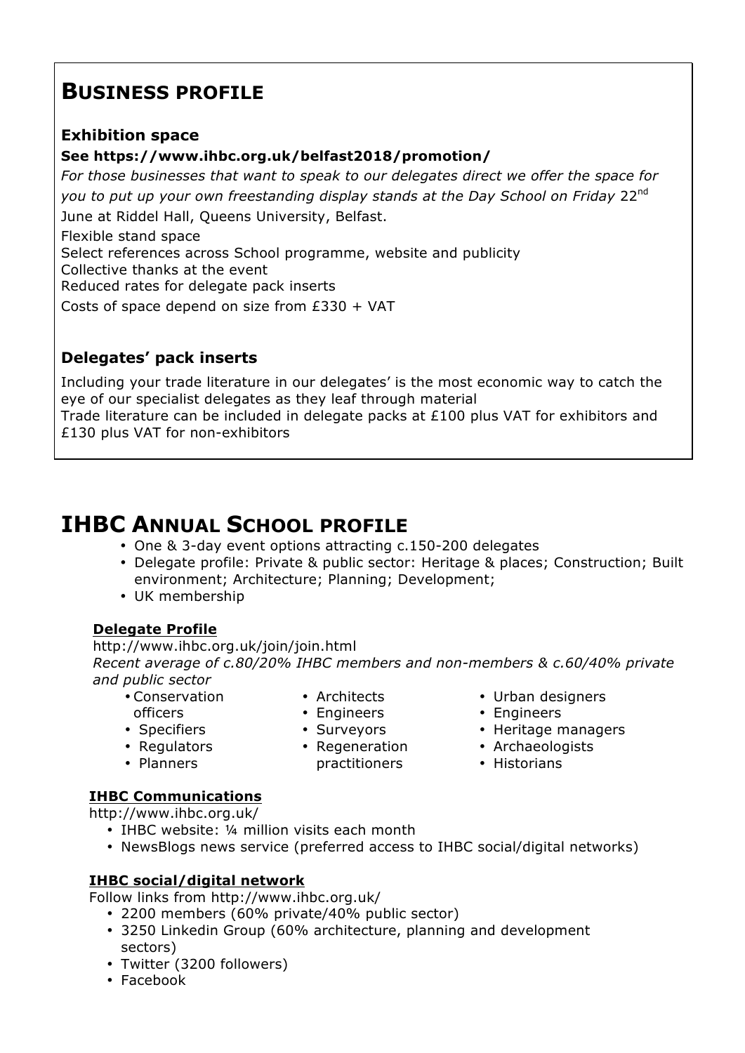## BUSINESS PROFILE

### Exhibition space

**See https://www.ihbc.org.uk/belfast2018/promotion/**

*For those businesses that want to speak to our delegates direct we offer the space for you to put up your own freestanding display stands at the Day School on Friday* 22nd June at Riddel Hall, Queens University, Belfast.

Flexible stand space
Select references across School programme, website and publicity
Collective thanks at the event
Reduced rates for delegate pack inserts
Costs of space depend on size from £330 + VAT

### Delegates' pack inserts

Including your trade literature in our delegates' is the most economic way to catch the eye of our specialist delegates as they leaf through material
Trade literature can be included in delegate packs at £100 plus VAT for exhibitors and £130 plus VAT for non-exhibitors

## IHBC ANNUAL SCHOOL PROFILE

- One & 3-day event options attracting c.150-200 delegates
- Delegate profile: Private & public sector: Heritage & places; Construction; Built environment; Architecture; Planning; Development;
- UK membership

### Delegate Profile

http://www.ihbc.org.uk/join/join.html

*Recent average of c.80/20% IHBC members and non-members & c.60/40% private and public sector*

- Conservation officers
- Specifiers
- Regulators
- Planners
- Architects
- Engineers
- Surveyors
- Regeneration practitioners
- Urban designers
- Engineers
- Heritage managers
- Archaeologists
- Historians

### IHBC Communications

http://www.ihbc.org.uk/

- IHBC website: ¼ million visits each month
- NewsBlogs news service (preferred access to IHBC social/digital networks)

### IHBC social/digital network

Follow links from http://www.ihbc.org.uk/

- 2200 members (60% private/40% public sector)
- 3250 Linkedin Group (60% architecture, planning and development sectors)
- Twitter (3200 followers)
- Facebook